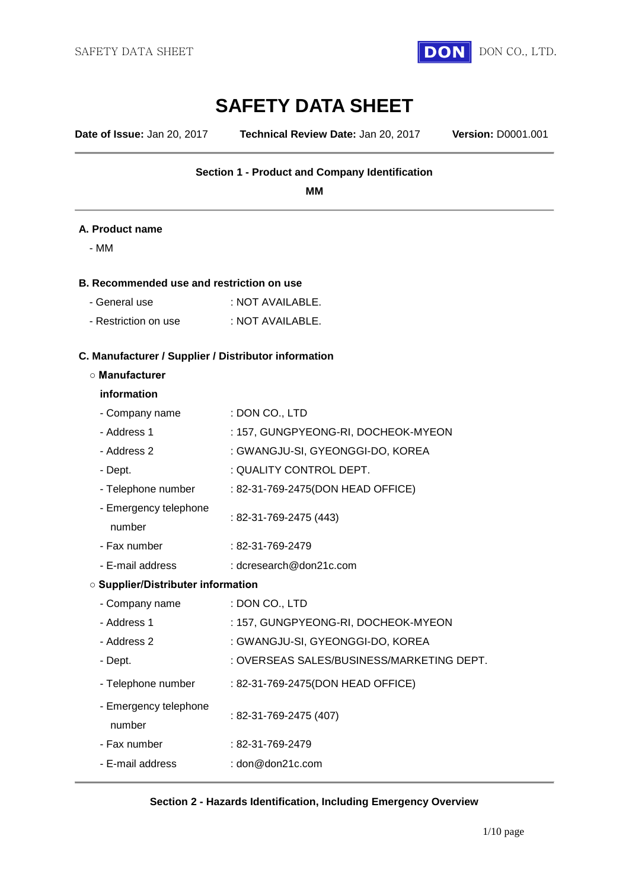# SAFETY DATA SHEET

**Date of Issue:** Jan 20, 2017 **Technical Review Date:** Jan 20, 2017 **Version:** D0001.001

---

## Section 1 - Product and Company Identification

**MM**

---

### A. Product name

- MM

### B. Recommended use and restriction on use

- General use : NOT AVAILABLE.
- Restriction on use : NOT AVAILABLE.

### C. Manufacturer / Supplier / Distributor information

○ **Manufacturer information**

- Company name : DON CO., LTD
- Address 1 : 157, GUNGPYEONG-RI, DOCHEOK-MYEON
- Address 2 : GWANGJU-SI, GYEONGGI-DO, KOREA
- Dept. : QUALITY CONTROL DEPT.
- Telephone number : 82-31-769-2475(DON HEAD OFFICE)
- Emergency telephone number : 82-31-769-2475 (443)
- Fax number : 82-31-769-2479
- E-mail address : dcresearch@don21c.com

○ **Supplier/Distributer information**

- Company name : DON CO., LTD
- Address 1 : 157, GUNGPYEONG-RI, DOCHEOK-MYEON
- Address 2 : GWANGJU-SI, GYEONGGI-DO, KOREA
- Dept. : OVERSEAS SALES/BUSINESS/MARKETING DEPT.
- Telephone number : 82-31-769-2475(DON HEAD OFFICE)
- Emergency telephone number : 82-31-769-2475 (407)
- Fax number : 82-31-769-2479
- E-mail address : don@don21c.com

---

## Section 2 - Hazards Identification, Including Emergency Overview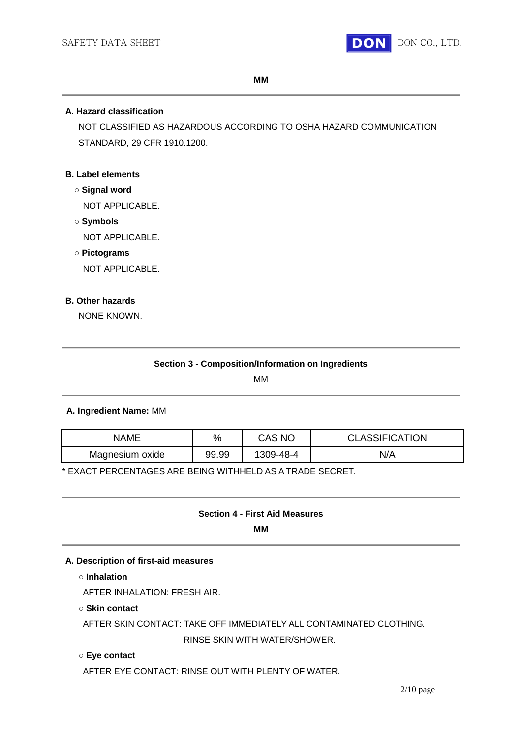**MM**

---

**A. Hazard classification**

NOT CLASSIFIED AS HAZARDOUS ACCORDING TO OSHA HAZARD COMMUNICATION STANDARD, 29 CFR 1910.1200.

**B. Label elements**

- **Signal word**

  NOT APPLICABLE.

- **Symbols**

  NOT APPLICABLE.

- **Pictograms**

  NOT APPLICABLE.

**B. Other hazards**

NONE KNOWN.

---

## Section 3 - Composition/Information on Ingredients

MM

---

**A. Ingredient Name:** MM

| NAME | % | CAS NO | CLASSIFICATION |
|---|---|---|---|
| Magnesium oxide | 99.99 | 1309-48-4 | N/A |

* EXACT PERCENTAGES ARE BEING WITHHELD AS A TRADE SECRET.

---

## Section 4 - First Aid Measures

**MM**

---

**A. Description of first-aid measures**

- **Inhalation**

  AFTER INHALATION: FRESH AIR.

- **Skin contact**

  AFTER SKIN CONTACT: TAKE OFF IMMEDIATELY ALL CONTAMINATED CLOTHING.
  RINSE SKIN WITH WATER/SHOWER.

- **Eye contact**

  AFTER EYE CONTACT: RINSE OUT WITH PLENTY OF WATER.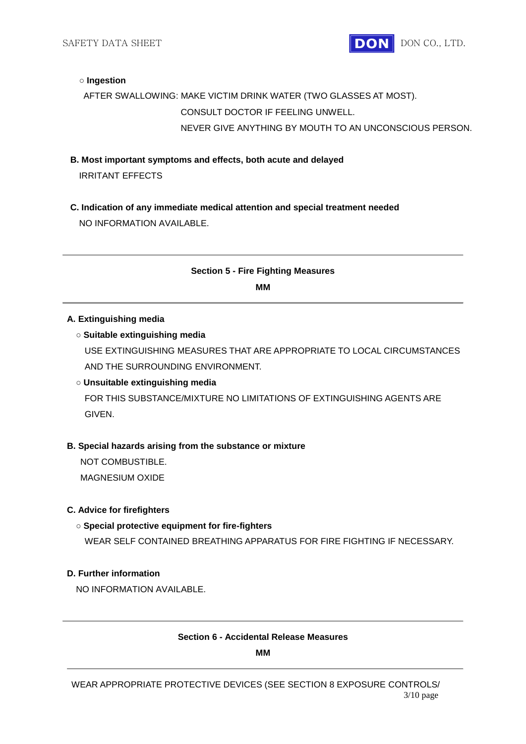○ **Ingestion**

AFTER SWALLOWING: MAKE VICTIM DRINK WATER (TWO GLASSES AT MOST).
CONSULT DOCTOR IF FEELING UNWELL.
NEVER GIVE ANYTHING BY MOUTH TO AN UNCONSCIOUS PERSON.

**B. Most important symptoms and effects, both acute and delayed**

IRRITANT EFFECTS

**C. Indication of any immediate medical attention and special treatment needed**

NO INFORMATION AVAILABLE.

---

## Section 5 - Fire Fighting Measures

**MM**

---

**A. Extinguishing media**

○ **Suitable extinguishing media**

USE EXTINGUISHING MEASURES THAT ARE APPROPRIATE TO LOCAL CIRCUMSTANCES AND THE SURROUNDING ENVIRONMENT.

○ **Unsuitable extinguishing media**

FOR THIS SUBSTANCE/MIXTURE NO LIMITATIONS OF EXTINGUISHING AGENTS ARE GIVEN.

**B. Special hazards arising from the substance or mixture**

NOT COMBUSTIBLE.
MAGNESIUM OXIDE

**C. Advice for firefighters**

○ **Special protective equipment for fire-fighters**

WEAR SELF CONTAINED BREATHING APPARATUS FOR FIRE FIGHTING IF NECESSARY.

**D. Further information**

NO INFORMATION AVAILABLE.

---

## Section 6 - Accidental Release Measures

**MM**

---

WEAR APPROPRIATE PROTECTIVE DEVICES (SEE SECTION 8 EXPOSURE CONTROLS/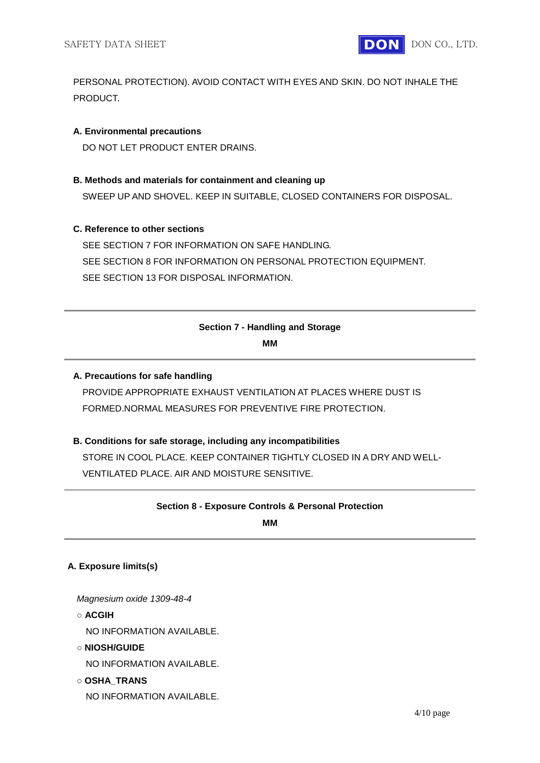PERSONAL PROTECTION). AVOID CONTACT WITH EYES AND SKIN. DO NOT INHALE THE PRODUCT.

**A. Environmental precautions**

DO NOT LET PRODUCT ENTER DRAINS.

**B. Methods and materials for containment and cleaning up**

SWEEP UP AND SHOVEL. KEEP IN SUITABLE, CLOSED CONTAINERS FOR DISPOSAL.

**C. Reference to other sections**

SEE SECTION 7 FOR INFORMATION ON SAFE HANDLING.
SEE SECTION 8 FOR INFORMATION ON PERSONAL PROTECTION EQUIPMENT.
SEE SECTION 13 FOR DISPOSAL INFORMATION.

---

## Section 7 - Handling and Storage

**MM**

---

**A. Precautions for safe handling**

PROVIDE APPROPRIATE EXHAUST VENTILATION AT PLACES WHERE DUST IS FORMED.NORMAL MEASURES FOR PREVENTIVE FIRE PROTECTION.

**B. Conditions for safe storage, including any incompatibilities**

STORE IN COOL PLACE. KEEP CONTAINER TIGHTLY CLOSED IN A DRY AND WELL-VENTILATED PLACE. AIR AND MOISTURE SENSITIVE.

---

## Section 8 - Exposure Controls & Personal Protection

**MM**

---

**A. Exposure limits(s)**

*Magnesium oxide 1309-48-4*

○ **ACGIH**

NO INFORMATION AVAILABLE.

○ **NIOSH/GUIDE**

NO INFORMATION AVAILABLE.

○ **OSHA_TRANS**

NO INFORMATION AVAILABLE.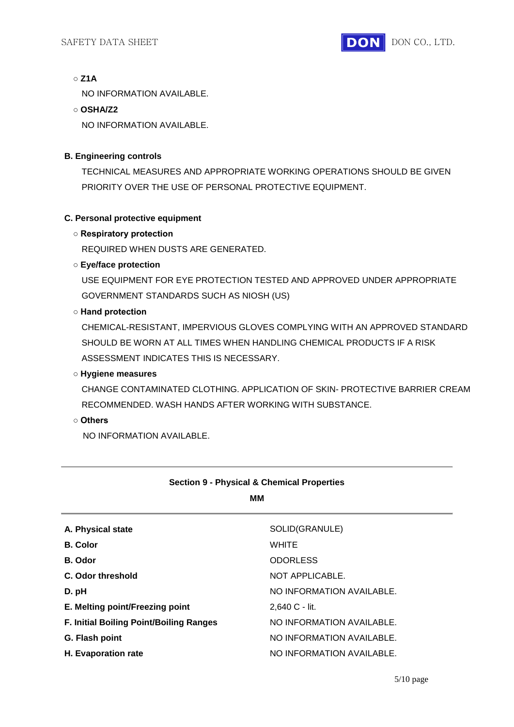○ **Z1A**

NO INFORMATION AVAILABLE.

○ **OSHA/Z2**

NO INFORMATION AVAILABLE.

**B. Engineering controls**

TECHNICAL MEASURES AND APPROPRIATE WORKING OPERATIONS SHOULD BE GIVEN PRIORITY OVER THE USE OF PERSONAL PROTECTIVE EQUIPMENT.

**C. Personal protective equipment**

○ **Respiratory protection**

REQUIRED WHEN DUSTS ARE GENERATED.

○ **Eye/face protection**

USE EQUIPMENT FOR EYE PROTECTION TESTED AND APPROVED UNDER APPROPRIATE GOVERNMENT STANDARDS SUCH AS NIOSH (US)

○ **Hand protection**

CHEMICAL-RESISTANT, IMPERVIOUS GLOVES COMPLYING WITH AN APPROVED STANDARD SHOULD BE WORN AT ALL TIMES WHEN HANDLING CHEMICAL PRODUCTS IF A RISK ASSESSMENT INDICATES THIS IS NECESSARY.

○ **Hygiene measures**

CHANGE CONTAMINATED CLOTHING. APPLICATION OF SKIN- PROTECTIVE BARRIER CREAM RECOMMENDED. WASH HANDS AFTER WORKING WITH SUBSTANCE.

○ **Others**

NO INFORMATION AVAILABLE.

---

## Section 9 - Physical & Chemical Properties

**MM**

---

| | |
|---|---|
| **A. Physical state** | SOLID(GRANULE) |
| **B. Color** | WHITE |
| **B. Odor** | ODORLESS |
| **C. Odor threshold** | NOT APPLICABLE. |
| **D. pH** | NO INFORMATION AVAILABLE. |
| **E. Melting point/Freezing point** | 2,640 C - lit. |
| **F. Initial Boiling Point/Boiling Ranges** | NO INFORMATION AVAILABLE. |
| **G. Flash point** | NO INFORMATION AVAILABLE. |
| **H. Evaporation rate** | NO INFORMATION AVAILABLE. |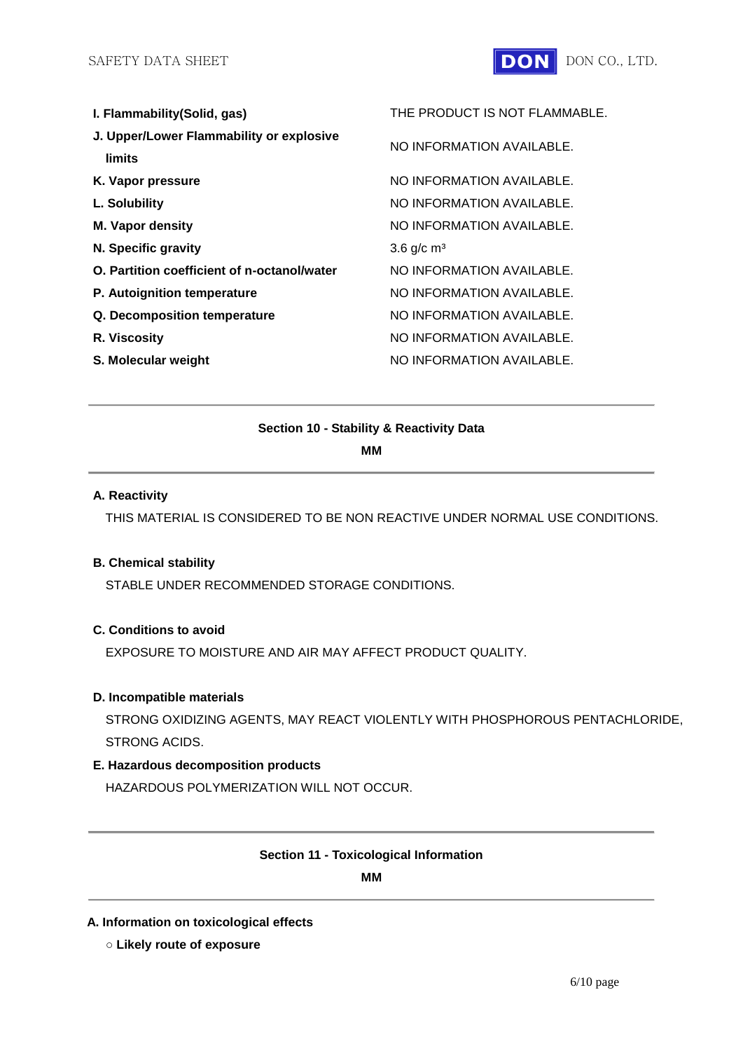| | |
|---|---|
| **I. Flammability(Solid, gas)** | THE PRODUCT IS NOT FLAMMABLE. |
| **J. Upper/Lower Flammability or explosive limits** | NO INFORMATION AVAILABLE. |
| **K. Vapor pressure** | NO INFORMATION AVAILABLE. |
| **L. Solubility** | NO INFORMATION AVAILABLE. |
| **M. Vapor density** | NO INFORMATION AVAILABLE. |
| **N. Specific gravity** | 3.6 g/c $m^3$ |
| **O. Partition coefficient of n-octanol/water** | NO INFORMATION AVAILABLE. |
| **P. Autoignition temperature** | NO INFORMATION AVAILABLE. |
| **Q. Decomposition temperature** | NO INFORMATION AVAILABLE. |
| **R. Viscosity** | NO INFORMATION AVAILABLE. |
| **S. Molecular weight** | NO INFORMATION AVAILABLE. |

---

## Section 10 - Stability & Reactivity Data

**MM**

---

**A. Reactivity**

THIS MATERIAL IS CONSIDERED TO BE NON REACTIVE UNDER NORMAL USE CONDITIONS.

**B. Chemical stability**

STABLE UNDER RECOMMENDED STORAGE CONDITIONS.

**C. Conditions to avoid**

EXPOSURE TO MOISTURE AND AIR MAY AFFECT PRODUCT QUALITY.

**D. Incompatible materials**

STRONG OXIDIZING AGENTS, MAY REACT VIOLENTLY WITH PHOSPHOROUS PENTACHLORIDE, STRONG ACIDS.

**E. Hazardous decomposition products**

HAZARDOUS POLYMERIZATION WILL NOT OCCUR.

---

## Section 11 - Toxicological Information

**MM**

---

**A. Information on toxicological effects**

○ **Likely route of exposure**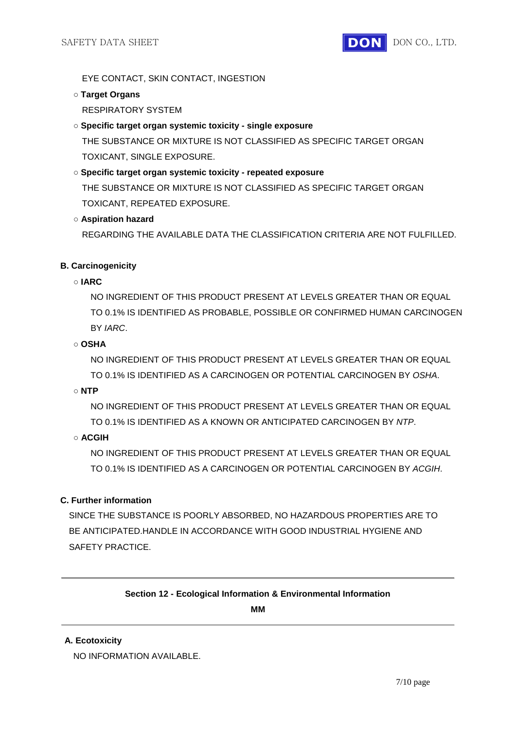EYE CONTACT, SKIN CONTACT, INGESTION

○ **Target Organs**

RESPIRATORY SYSTEM

○ **Specific target organ systemic toxicity - single exposure**

THE SUBSTANCE OR MIXTURE IS NOT CLASSIFIED AS SPECIFIC TARGET ORGAN TOXICANT, SINGLE EXPOSURE.

○ **Specific target organ systemic toxicity - repeated exposure**

THE SUBSTANCE OR MIXTURE IS NOT CLASSIFIED AS SPECIFIC TARGET ORGAN TOXICANT, REPEATED EXPOSURE.

○ **Aspiration hazard**

REGARDING THE AVAILABLE DATA THE CLASSIFICATION CRITERIA ARE NOT FULFILLED.

**B. Carcinogenicity**

○ **IARC**

NO INGREDIENT OF THIS PRODUCT PRESENT AT LEVELS GREATER THAN OR EQUAL TO 0.1% IS IDENTIFIED AS PROBABLE, POSSIBLE OR CONFIRMED HUMAN CARCINOGEN BY *IARC*.

○ **OSHA**

NO INGREDIENT OF THIS PRODUCT PRESENT AT LEVELS GREATER THAN OR EQUAL TO 0.1% IS IDENTIFIED AS A CARCINOGEN OR POTENTIAL CARCINOGEN BY *OSHA*.

○ **NTP**

NO INGREDIENT OF THIS PRODUCT PRESENT AT LEVELS GREATER THAN OR EQUAL TO 0.1% IS IDENTIFIED AS A KNOWN OR ANTICIPATED CARCINOGEN BY *NTP*.

○ **ACGIH**

NO INGREDIENT OF THIS PRODUCT PRESENT AT LEVELS GREATER THAN OR EQUAL TO 0.1% IS IDENTIFIED AS A CARCINOGEN OR POTENTIAL CARCINOGEN BY *ACGIH*.

**C. Further information**

SINCE THE SUBSTANCE IS POORLY ABSORBED, NO HAZARDOUS PROPERTIES ARE TO BE ANTICIPATED.HANDLE IN ACCORDANCE WITH GOOD INDUSTRIAL HYGIENE AND SAFETY PRACTICE.

---

## Section 12 - Ecological Information & Environmental Information

**MM**

---

**A. Ecotoxicity**

NO INFORMATION AVAILABLE.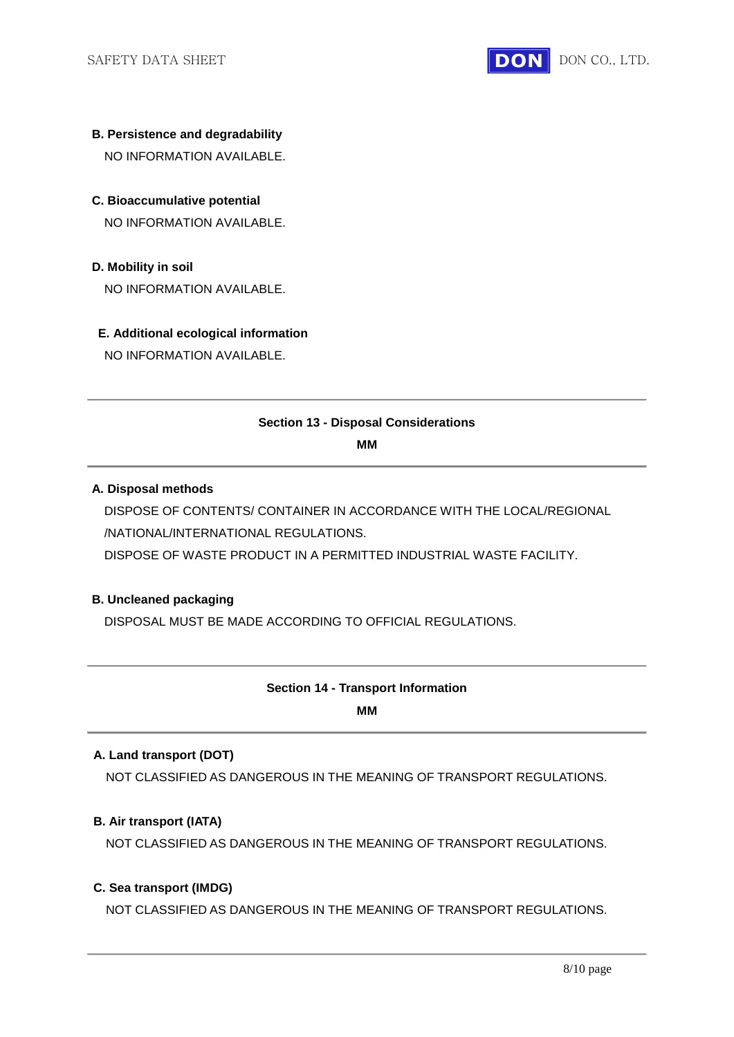**B. Persistence and degradability**

NO INFORMATION AVAILABLE.

**C. Bioaccumulative potential**

NO INFORMATION AVAILABLE.

**D. Mobility in soil**

NO INFORMATION AVAILABLE.

**E. Additional ecological information**

NO INFORMATION AVAILABLE.

---

## Section 13 - Disposal Considerations

**MM**

---

**A. Disposal methods**

DISPOSE OF CONTENTS/ CONTAINER IN ACCORDANCE WITH THE LOCAL/REGIONAL /NATIONAL/INTERNATIONAL REGULATIONS.

DISPOSE OF WASTE PRODUCT IN A PERMITTED INDUSTRIAL WASTE FACILITY.

**B. Uncleaned packaging**

DISPOSAL MUST BE MADE ACCORDING TO OFFICIAL REGULATIONS.

---

## Section 14 - Transport Information

**MM**

---

**A. Land transport (DOT)**

NOT CLASSIFIED AS DANGEROUS IN THE MEANING OF TRANSPORT REGULATIONS.

**B. Air transport (IATA)**

NOT CLASSIFIED AS DANGEROUS IN THE MEANING OF TRANSPORT REGULATIONS.

**C. Sea transport (IMDG)**

NOT CLASSIFIED AS DANGEROUS IN THE MEANING OF TRANSPORT REGULATIONS.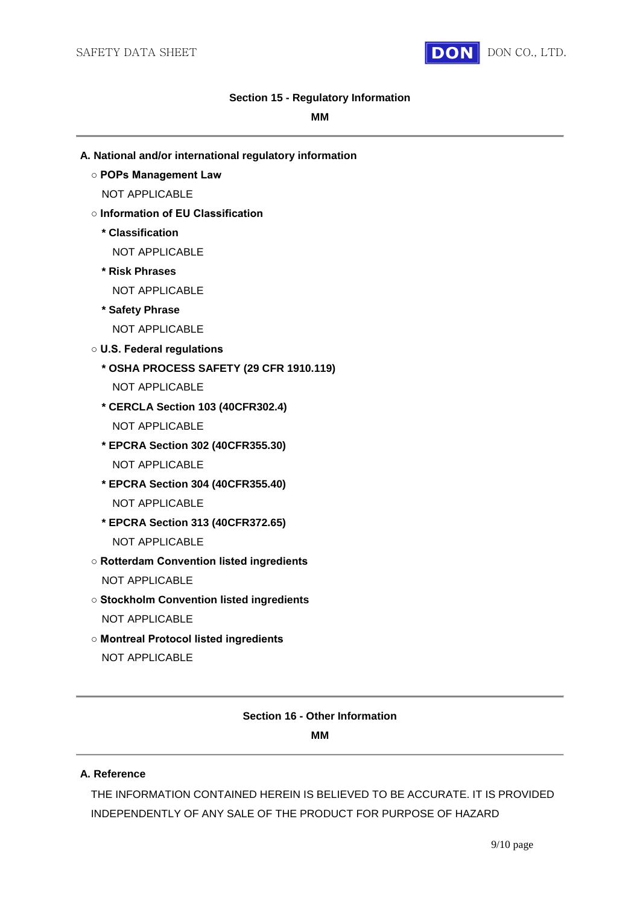## Section 15 - Regulatory Information

**MM**

---

**A. National and/or international regulatory information**

○ **POPs Management Law**

NOT APPLICABLE

○ **Information of EU Classification**

* **Classification**

NOT APPLICABLE

* **Risk Phrases**

NOT APPLICABLE

* **Safety Phrase**

NOT APPLICABLE

○ **U.S. Federal regulations**

* **OSHA PROCESS SAFETY (29 CFR 1910.119)**

NOT APPLICABLE

* **CERCLA Section 103 (40CFR302.4)**

NOT APPLICABLE

* **EPCRA Section 302 (40CFR355.30)**

NOT APPLICABLE

* **EPCRA Section 304 (40CFR355.40)**

NOT APPLICABLE

* **EPCRA Section 313 (40CFR372.65)**

NOT APPLICABLE

○ **Rotterdam Convention listed ingredients**

NOT APPLICABLE

○ **Stockholm Convention listed ingredients**

NOT APPLICABLE

○ **Montreal Protocol listed ingredients**

NOT APPLICABLE

---

## Section 16 - Other Information

**MM**

---

**A. Reference**

THE INFORMATION CONTAINED HEREIN IS BELIEVED TO BE ACCURATE. IT IS PROVIDED INDEPENDENTLY OF ANY SALE OF THE PRODUCT FOR PURPOSE OF HAZARD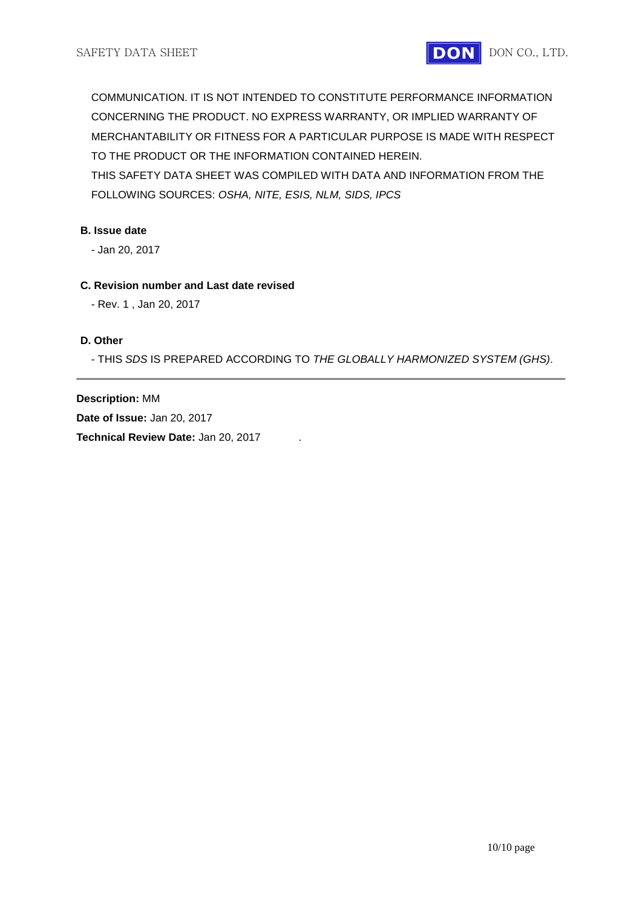COMMUNICATION. IT IS NOT INTENDED TO CONSTITUTE PERFORMANCE INFORMATION CONCERNING THE PRODUCT. NO EXPRESS WARRANTY, OR IMPLIED WARRANTY OF MERCHANTABILITY OR FITNESS FOR A PARTICULAR PURPOSE IS MADE WITH RESPECT TO THE PRODUCT OR THE INFORMATION CONTAINED HEREIN.

THIS SAFETY DATA SHEET WAS COMPILED WITH DATA AND INFORMATION FROM THE FOLLOWING SOURCES: *OSHA, NITE, ESIS, NLM, SIDS, IPCS*

**B. Issue date**

- Jan 20, 2017

**C. Revision number and Last date revised**

- Rev. 1 , Jan 20, 2017

**D. Other**

- THIS *SDS* IS PREPARED ACCORDING TO *THE GLOBALLY HARMONIZED SYSTEM (GHS)*.

---

**Description:** MM

**Date of Issue:** Jan 20, 2017

**Technical Review Date:** Jan 20, 2017 .